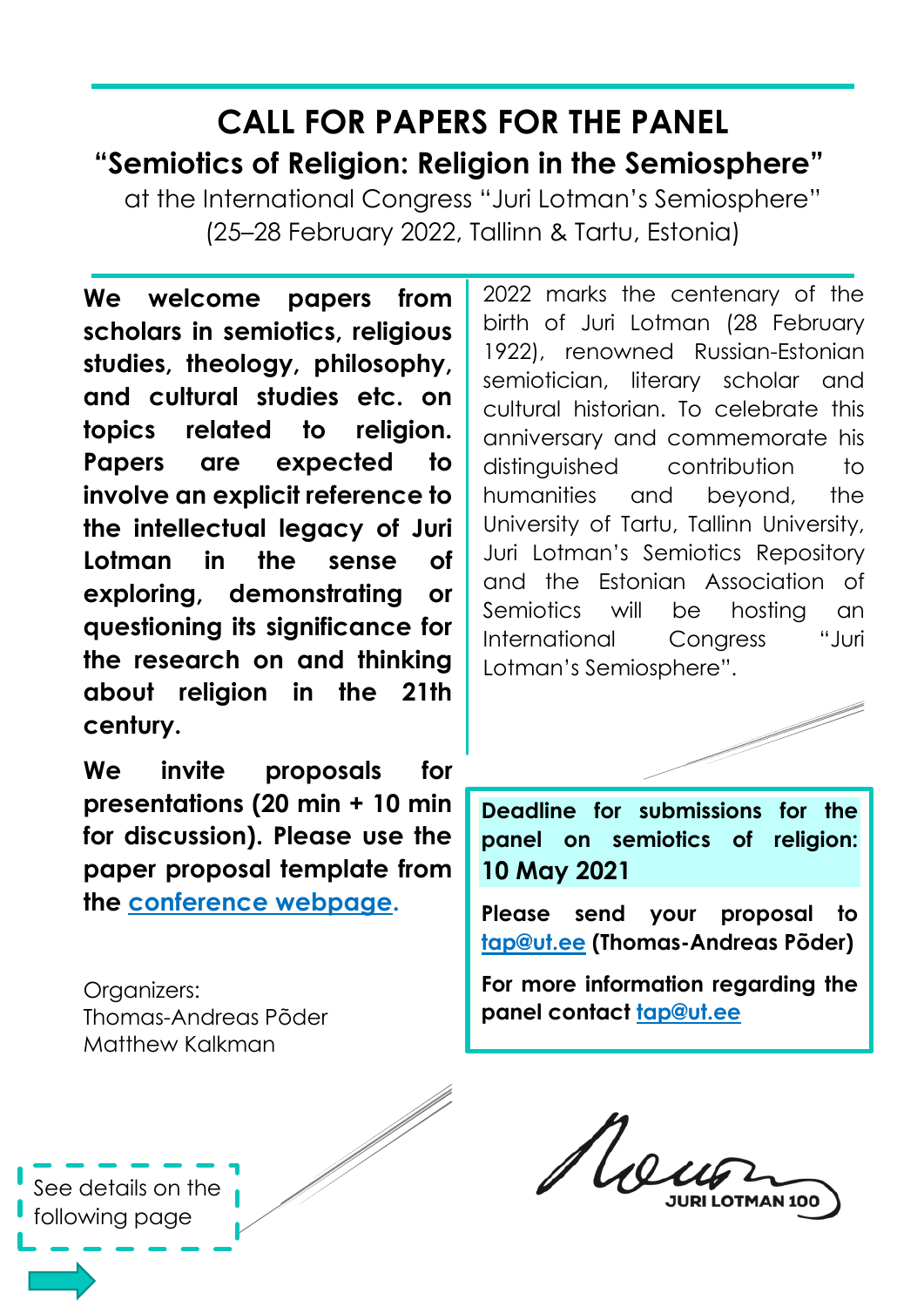# CALL FOR PAPERS FOR THE PANEL

## "Semiotics of Religion: Religion in the Semiosphere"

at the International Congress "Juri Lotman's Semiosphere"
(25–28 February 2022, Tallinn & Tartu, Estonia)

2022 marks the centenary of the birth of Juri Lotman (28 February 1922), renowned Russian-Estonian semiotician, literary scholar and cultural historian. To celebrate this anniversary and commemorate his distinguished contribution to humanities and beyond, the University of Tartu, Tallinn University, Juri Lotman's Semiotics Repository and the Estonian Association of Semiotics will be hosting an International Congress "Juri Lotman's Semiosphere".

**We welcome papers from scholars in semiotics, religious studies, theology, philosophy, and cultural studies etc. on topics related to religion. Papers are expected to involve an explicit reference to the intellectual legacy of Juri Lotman in the sense of exploring, demonstrating or questioning its significance for the research on and thinking about religion in the 21th century.**

**We invite proposals for presentations (20 min + 10 min for discussion). Please use the paper proposal template from the conference webpage.**

**Deadline for submissions for the panel on semiotics of religion: 10 May 2021**

**Please send your proposal to tap@ut.ee (Thomas-Andreas Põder)**

**For more information regarding the panel contact tap@ut.ee**

Organizers:
Thomas-Andreas Põder
Matthew Kalkman

See details on the following page

JURI LOTMAN 100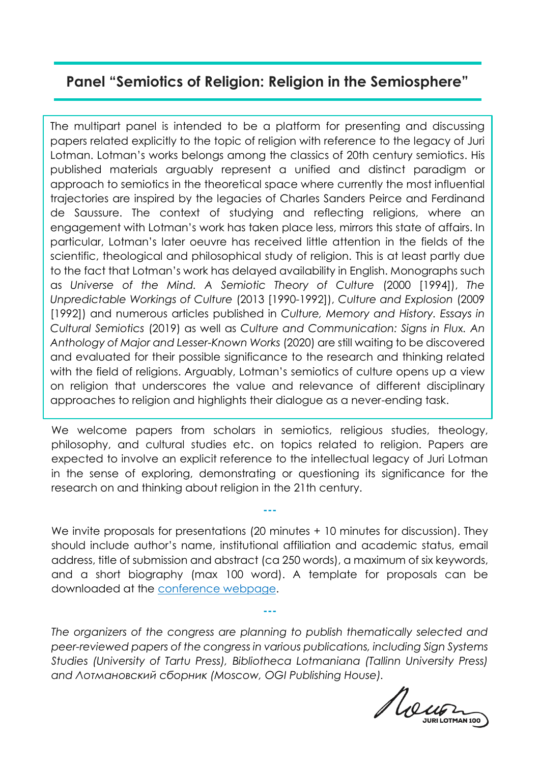## Panel "Semiotics of Religion: Religion in the Semiosphere"

The multipart panel is intended to be a platform for presenting and discussing papers related explicitly to the topic of religion with reference to the legacy of Juri Lotman. Lotman's works belongs among the classics of 20th century semiotics. His published materials arguably represent a unified and distinct paradigm or approach to semiotics in the theoretical space where currently the most influential trajectories are inspired by the legacies of Charles Sanders Peirce and Ferdinand de Saussure. The context of studying and reflecting religions, where an engagement with Lotman's work has taken place less, mirrors this state of affairs. In particular, Lotman's later oeuvre has received little attention in the fields of the scientific, theological and philosophical study of religion. This is at least partly due to the fact that Lotman's work has delayed availability in English. Monographs such as *Universe of the Mind. A Semiotic Theory of Culture* (2000 [1994]), *The Unpredictable Workings of Culture* (2013 [1990-1992]), *Culture and Explosion* (2009 [1992]) and numerous articles published in *Culture, Memory and History. Essays in Cultural Semiotics* (2019) as well as *Culture and Communication: Signs in Flux. An Anthology of Major and Lesser-Known Works* (2020) are still waiting to be discovered and evaluated for their possible significance to the research and thinking related with the field of religions. Arguably, Lotman's semiotics of culture opens up a view on religion that underscores the value and relevance of different disciplinary approaches to religion and highlights their dialogue as a never-ending task.

We welcome papers from scholars in semiotics, religious studies, theology, philosophy, and cultural studies etc. on topics related to religion. Papers are expected to involve an explicit reference to the intellectual legacy of Juri Lotman in the sense of exploring, demonstrating or questioning its significance for the research on and thinking about religion in the 21th century.

---

We invite proposals for presentations (20 minutes + 10 minutes for discussion). They should include author's name, institutional affiliation and academic status, email address, title of submission and abstract (ca 250 words), a maximum of six keywords, and a short biography (max 100 word). A template for proposals can be downloaded at the conference webpage.

---

*The organizers of the congress are planning to publish thematically selected and peer-reviewed papers of the congress in various publications, including Sign Systems Studies (University of Tartu Press), Bibliotheca Lotmaniana (Tallinn University Press) and Лотмановский сборник (Moscow, OGI Publishing House).*

JURI LOTMAN 100